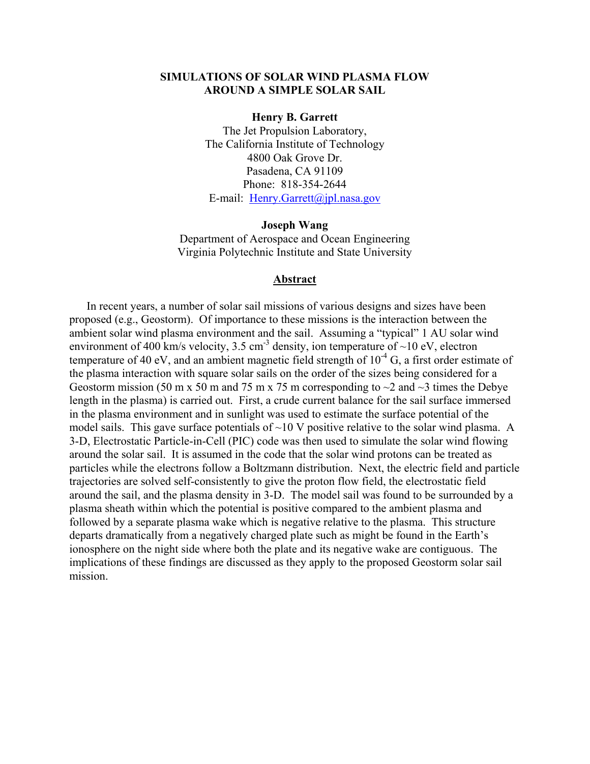# SIMULATIONS OF SOLAR WIND PLASMA FLOW AROUND A SIMPLE SOLAR SAIL

**Henry B. Garrett**

The Jet Propulsion Laboratory,
The California Institute of Technology
4800 Oak Grove Dr.
Pasadena, CA 91109
Phone: 818-354-2644
E-mail: Henry.Garrett@jpl.nasa.gov

**Joseph Wang**

Department of Aerospace and Ocean Engineering
Virginia Polytechnic Institute and State University

## Abstract

In recent years, a number of solar sail missions of various designs and sizes have been proposed (e.g., Geostorm). Of importance to these missions is the interaction between the ambient solar wind plasma environment and the sail. Assuming a "typical" 1 AU solar wind environment of 400 km/s velocity, 3.5 $cm^{-3}$ density, ion temperature of ~10 eV, electron temperature of 40 eV, and an ambient magnetic field strength of $10^{-4}$ G, a first order estimate of the plasma interaction with square solar sails on the order of the sizes being considered for a Geostorm mission (50 m x 50 m and 75 m x 75 m corresponding to ~2 and ~3 times the Debye length in the plasma) is carried out. First, a crude current balance for the sail surface immersed in the plasma environment and in sunlight was used to estimate the surface potential of the model sails. This gave surface potentials of ~10 V positive relative to the solar wind plasma. A 3-D, Electrostatic Particle-in-Cell (PIC) code was then used to simulate the solar wind flowing around the solar sail. It is assumed in the code that the solar wind protons can be treated as particles while the electrons follow a Boltzmann distribution. Next, the electric field and particle trajectories are solved self-consistently to give the proton flow field, the electrostatic field around the sail, and the plasma density in 3-D. The model sail was found to be surrounded by a plasma sheath within which the potential is positive compared to the ambient plasma and followed by a separate plasma wake which is negative relative to the plasma. This structure departs dramatically from a negatively charged plate such as might be found in the Earth's ionosphere on the night side where both the plate and its negative wake are contiguous. The implications of these findings are discussed as they apply to the proposed Geostorm solar sail mission.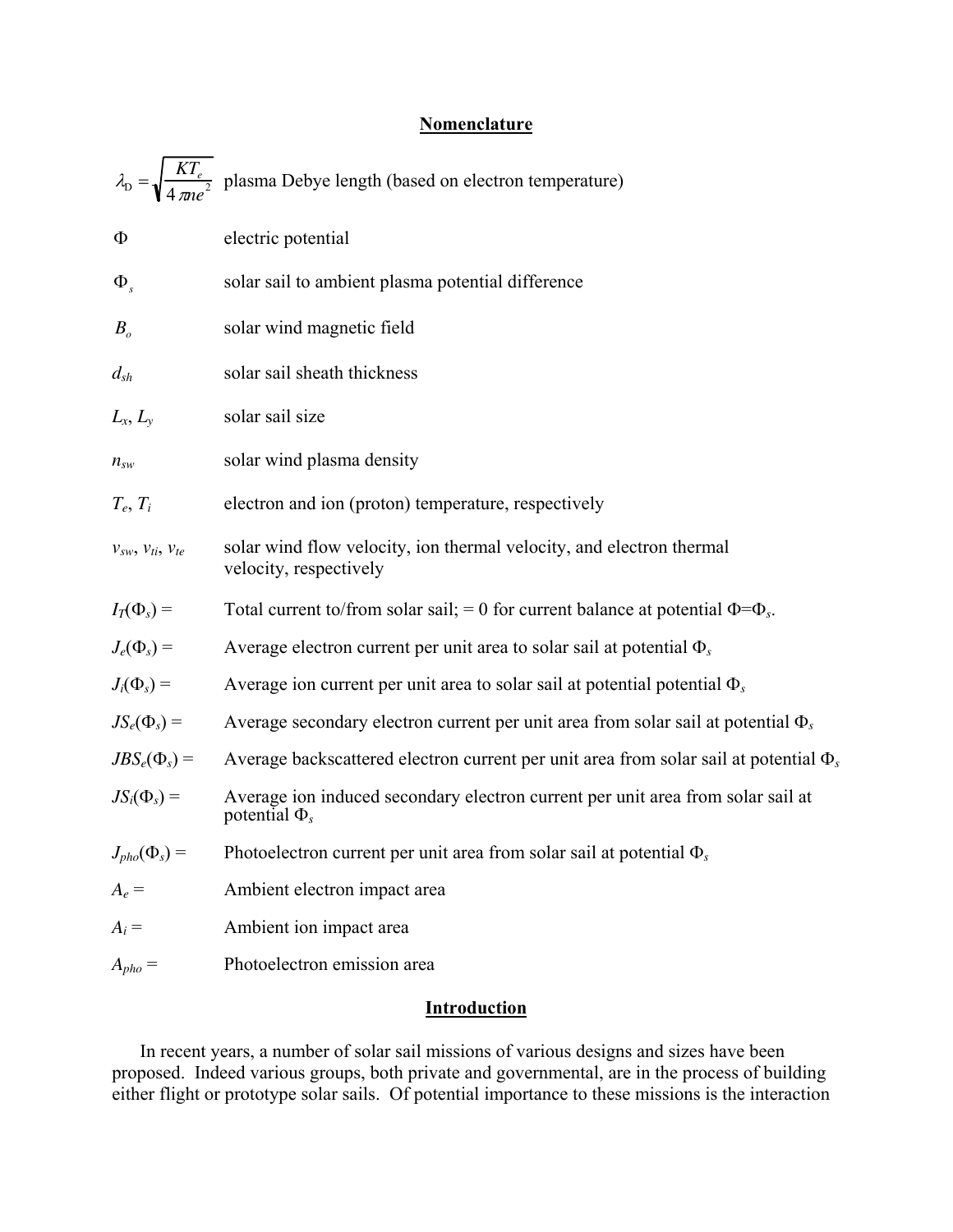## Nomenclature

$\lambda_D = \sqrt{\frac{KT_e}{4\pi ne^2}}$ plasma Debye length (based on electron temperature)

$\Phi$ electric potential

$\Phi_s$ solar sail to ambient plasma potential difference

$B_o$ solar wind magnetic field

$d_{sh}$ solar sail sheath thickness

$L_x$, $L_y$ solar sail size

$n_{sw}$ solar wind plasma density

$T_e$, $T_i$ electron and ion (proton) temperature, respectively

$v_{sw}$, $v_{ti}$, $v_{te}$ solar wind flow velocity, ion thermal velocity, and electron thermal velocity, respectively

$I_T(\Phi_s)$ = Total current to/from solar sail; = 0 for current balance at potential $\Phi$=$\Phi_s$.

$J_e(\Phi_s)$ = Average electron current per unit area to solar sail at potential $\Phi_s$

$J_i(\Phi_s)$ = Average ion current per unit area to solar sail at potential potential $\Phi_s$

$JS_e(\Phi_s)$ = Average secondary electron current per unit area from solar sail at potential $\Phi_s$

$JBS_e(\Phi_s)$ = Average backscattered electron current per unit area from solar sail at potential $\Phi_s$

$JS_i(\Phi_s)$ = Average ion induced secondary electron current per unit area from solar sail at potential $\Phi_s$

$J_{pho}(\Phi_s)$ = Photoelectron current per unit area from solar sail at potential $\Phi_s$

$A_e$ = Ambient electron impact area

$A_i$ = Ambient ion impact area

$A_{pho}$ = Photoelectron emission area

## Introduction

In recent years, a number of solar sail missions of various designs and sizes have been proposed. Indeed various groups, both private and governmental, are in the process of building either flight or prototype solar sails. Of potential importance to these missions is the interaction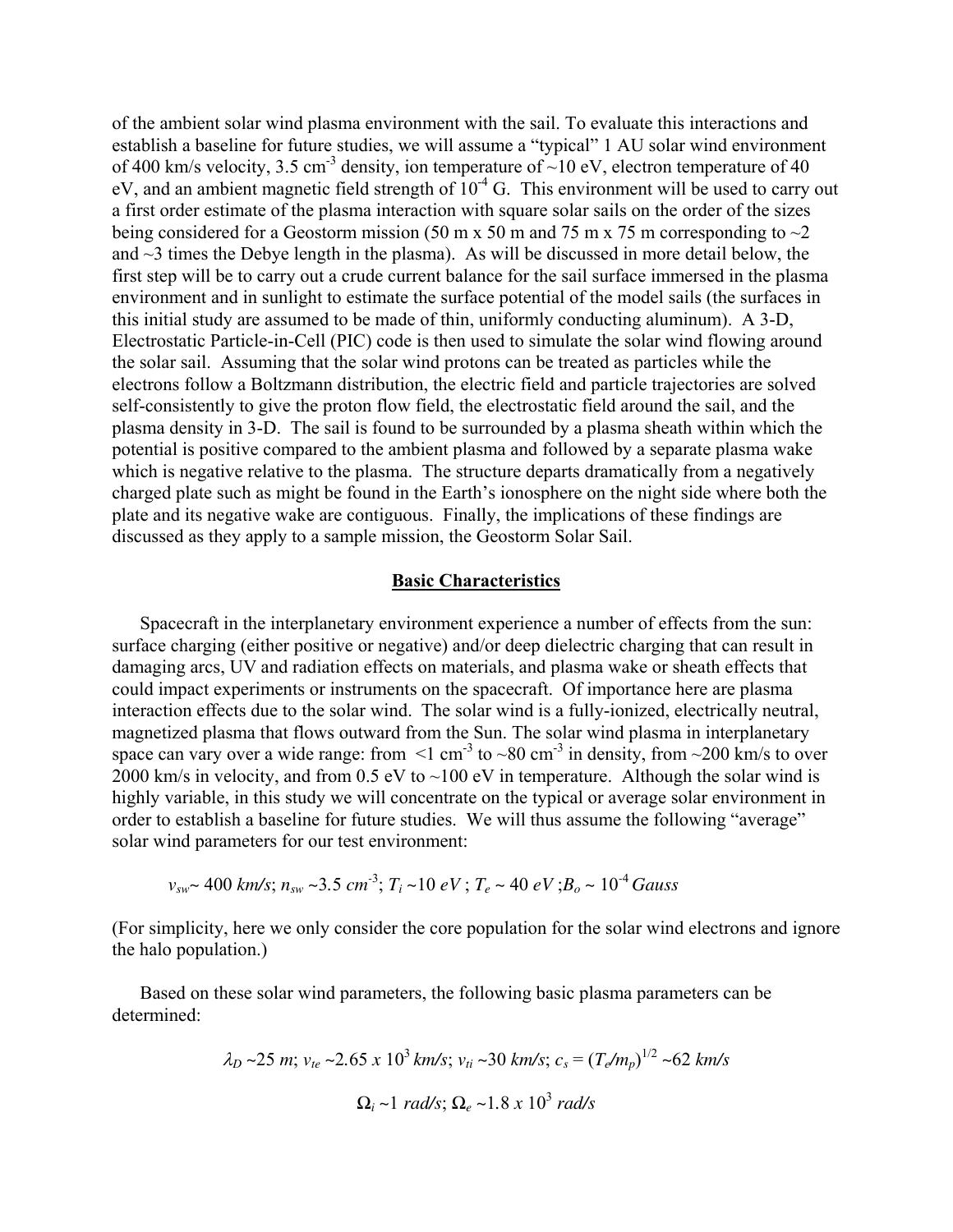of the ambient solar wind plasma environment with the sail. To evaluate this interactions and establish a baseline for future studies, we will assume a "typical" 1 AU solar wind environment of 400 km/s velocity, 3.5 $cm^{-3}$ density, ion temperature of ~10 eV, electron temperature of 40 eV, and an ambient magnetic field strength of $10^{-4}$ G. This environment will be used to carry out a first order estimate of the plasma interaction with square solar sails on the order of the sizes being considered for a Geostorm mission (50 m x 50 m and 75 m x 75 m corresponding to ~2 and ~3 times the Debye length in the plasma). As will be discussed in more detail below, the first step will be to carry out a crude current balance for the sail surface immersed in the plasma environment and in sunlight to estimate the surface potential of the model sails (the surfaces in this initial study are assumed to be made of thin, uniformly conducting aluminum). A 3-D, Electrostatic Particle-in-Cell (PIC) code is then used to simulate the solar wind flowing around the solar sail. Assuming that the solar wind protons can be treated as particles while the electrons follow a Boltzmann distribution, the electric field and particle trajectories are solved self-consistently to give the proton flow field, the electrostatic field around the sail, and the plasma density in 3-D. The sail is found to be surrounded by a plasma sheath within which the potential is positive compared to the ambient plasma and followed by a separate plasma wake which is negative relative to the plasma. The structure departs dramatically from a negatively charged plate such as might be found in the Earth's ionosphere on the night side where both the plate and its negative wake are contiguous. Finally, the implications of these findings are discussed as they apply to a sample mission, the Geostorm Solar Sail.

## Basic Characteristics

Spacecraft in the interplanetary environment experience a number of effects from the sun: surface charging (either positive or negative) and/or deep dielectric charging that can result in damaging arcs, UV and radiation effects on materials, and plasma wake or sheath effects that could impact experiments or instruments on the spacecraft. Of importance here are plasma interaction effects due to the solar wind. The solar wind is a fully-ionized, electrically neutral, magnetized plasma that flows outward from the Sun. The solar wind plasma in interplanetary space can vary over a wide range: from <1 $cm^{-3}$ to ~80 $cm^{-3}$ in density, from ~200 km/s to over 2000 km/s in velocity, and from 0.5 eV to ~100 eV in temperature. Although the solar wind is highly variable, in this study we will concentrate on the typical or average solar environment in order to establish a baseline for future studies. We will thus assume the following "average" solar wind parameters for our test environment:

$$v_{sw} \sim 400\ km/s;\ n_{sw} \sim 3.5\ cm^{-3};\ T_i \sim 10\ eV;\ T_e \sim 40\ eV;\ B_o \sim 10^{-4}\ Gauss$$

(For simplicity, here we only consider the core population for the solar wind electrons and ignore the halo population.)

Based on these solar wind parameters, the following basic plasma parameters can be determined:

$$\lambda_D \sim 25\ m;\ v_{te} \sim 2.65 \times 10^3\ km/s;\ v_{ti} \sim 30\ km/s;\ c_s = (T_e/m_p)^{1/2} \sim 62\ km/s$$

$$\Omega_i \sim 1\ rad/s;\ \Omega_e \sim 1.8 \times 10^3\ rad/s$$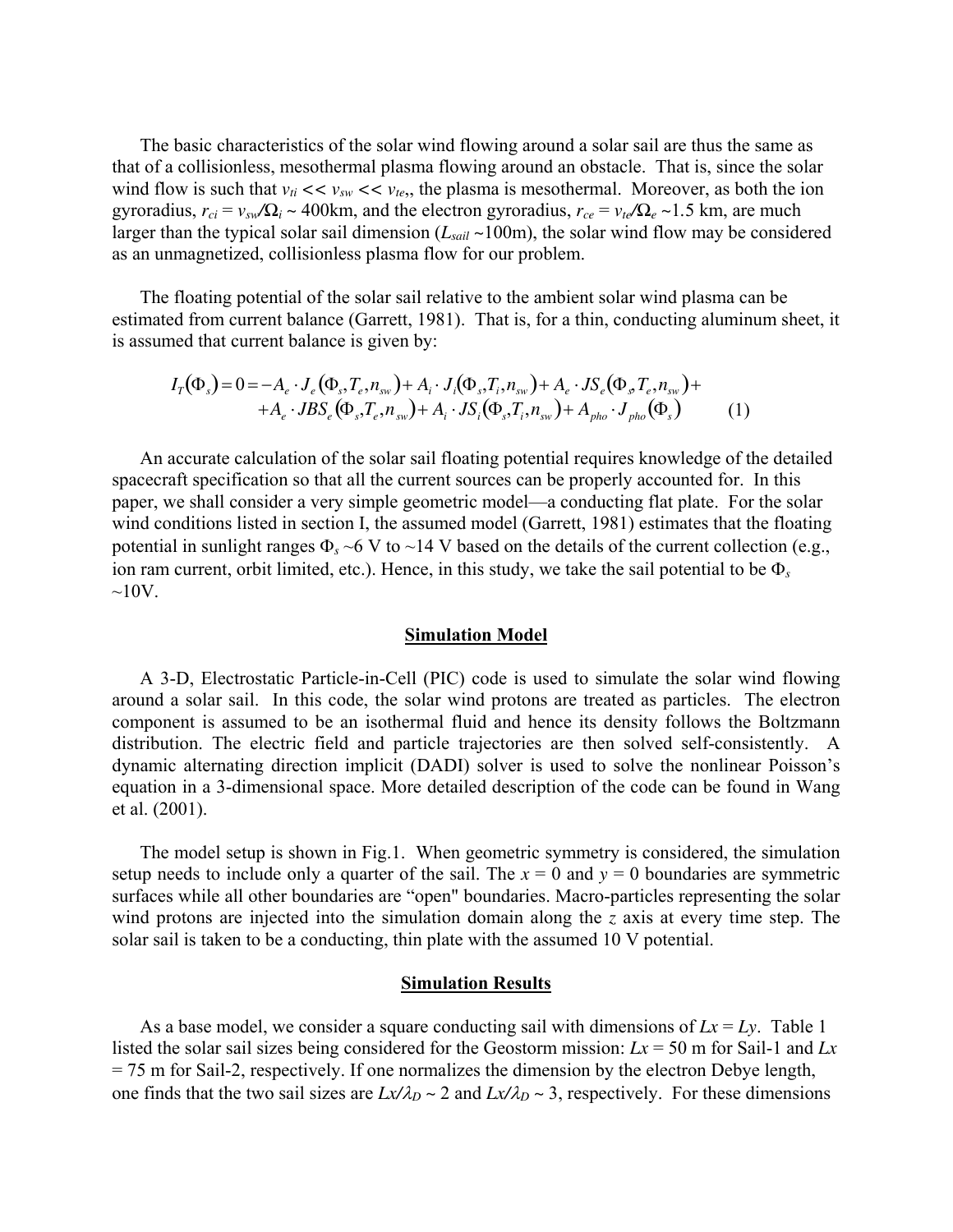The basic characteristics of the solar wind flowing around a solar sail are thus the same as that of a collisionless, mesothermal plasma flowing around an obstacle. That is, since the solar wind flow is such that $v_{ti} << v_{sw} << v_{te}$,, the plasma is mesothermal. Moreover, as both the ion gyroradius, $r_{ci} = v_{sw}/\Omega_i \sim 400$km, and the electron gyroradius, $r_{ce} = v_{te}/\Omega_e \sim 1.5$ km, are much larger than the typical solar sail dimension ($L_{sail} \sim 100$m), the solar wind flow may be considered as an unmagnetized, collisionless plasma flow for our problem.

The floating potential of the solar sail relative to the ambient solar wind plasma can be estimated from current balance (Garrett, 1981). That is, for a thin, conducting aluminum sheet, it is assumed that current balance is given by:

$$I_T(\Phi_s) = 0 = -A_e \cdot J_e(\Phi_s, T_e, n_{sw}) + A_i \cdot J_i(\Phi_s, T_i, n_{sw}) + A_e \cdot JS_e(\Phi_s, T_e, n_{sw}) + \\ + A_e \cdot JBS_e(\Phi_s, T_e, n_{sw}) + A_i \cdot JS_i(\Phi_s, T_i, n_{sw}) + A_{pho} \cdot J_{pho}(\Phi_s) \qquad (1)$$

An accurate calculation of the solar sail floating potential requires knowledge of the detailed spacecraft specification so that all the current sources can be properly accounted for. In this paper, we shall consider a very simple geometric model—a conducting flat plate. For the solar wind conditions listed in section I, the assumed model (Garrett, 1981) estimates that the floating potential in sunlight ranges $\Phi_s \sim 6$ V to $\sim 14$ V based on the details of the current collection (e.g., ion ram current, orbit limited, etc.). Hence, in this study, we take the sail potential to be $\Phi_s \sim 10$V.

## Simulation Model

A 3-D, Electrostatic Particle-in-Cell (PIC) code is used to simulate the solar wind flowing around a solar sail. In this code, the solar wind protons are treated as particles. The electron component is assumed to be an isothermal fluid and hence its density follows the Boltzmann distribution. The electric field and particle trajectories are then solved self-consistently. A dynamic alternating direction implicit (DADI) solver is used to solve the nonlinear Poisson's equation in a 3-dimensional space. More detailed description of the code can be found in Wang et al. (2001).

The model setup is shown in Fig.1. When geometric symmetry is considered, the simulation setup needs to include only a quarter of the sail. The $x = 0$ and $y = 0$ boundaries are symmetric surfaces while all other boundaries are "open" boundaries. Macro-particles representing the solar wind protons are injected into the simulation domain along the $z$ axis at every time step. The solar sail is taken to be a conducting, thin plate with the assumed 10 V potential.

## Simulation Results

As a base model, we consider a square conducting sail with dimensions of $Lx = Ly$. Table 1 listed the solar sail sizes being considered for the Geostorm mission: $Lx = 50$ m for Sail-1 and $Lx = 75$ m for Sail-2, respectively. If one normalizes the dimension by the electron Debye length, one finds that the two sail sizes are $Lx/\lambda_D \sim 2$ and $Lx/\lambda_D \sim 3$, respectively. For these dimensions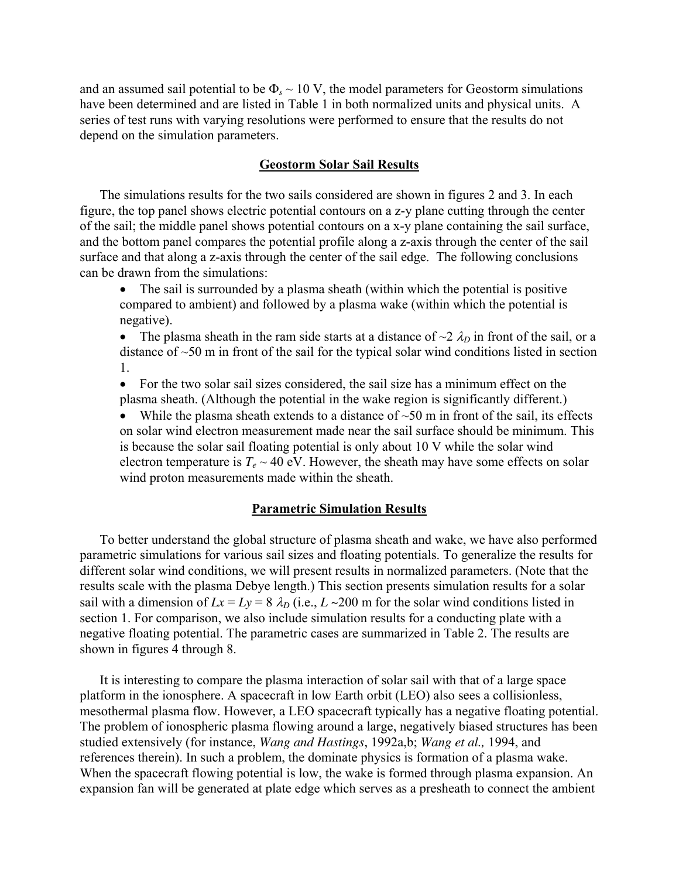and an assumed sail potential to be $\Phi_s \sim 10$ V, the model parameters for Geostorm simulations have been determined and are listed in Table 1 in both normalized units and physical units. A series of test runs with varying resolutions were performed to ensure that the results do not depend on the simulation parameters.

## Geostorm Solar Sail Results

The simulations results for the two sails considered are shown in figures 2 and 3. In each figure, the top panel shows electric potential contours on a z-y plane cutting through the center of the sail; the middle panel shows potential contours on a x-y plane containing the sail surface, and the bottom panel compares the potential profile along a z-axis through the center of the sail surface and that along a z-axis through the center of the sail edge. The following conclusions can be drawn from the simulations:

- The sail is surrounded by a plasma sheath (within which the potential is positive compared to ambient) and followed by a plasma wake (within which the potential is negative).
- The plasma sheath in the ram side starts at a distance of ~2 $\lambda_D$ in front of the sail, or a distance of ~50 m in front of the sail for the typical solar wind conditions listed in section 1.
- For the two solar sail sizes considered, the sail size has a minimum effect on the plasma sheath. (Although the potential in the wake region is significantly different.)
- While the plasma sheath extends to a distance of ~50 m in front of the sail, its effects on solar wind electron measurement made near the sail surface should be minimum. This is because the solar sail floating potential is only about 10 V while the solar wind electron temperature is $T_e \sim 40$ eV. However, the sheath may have some effects on solar wind proton measurements made within the sheath.

## Parametric Simulation Results

To better understand the global structure of plasma sheath and wake, we have also performed parametric simulations for various sail sizes and floating potentials. To generalize the results for different solar wind conditions, we will present results in normalized parameters. (Note that the results scale with the plasma Debye length.) This section presents simulation results for a solar sail with a dimension of $Lx = Ly = 8\ \lambda_D$ (i.e., $L$ ~200 m for the solar wind conditions listed in section 1. For comparison, we also include simulation results for a conducting plate with a negative floating potential. The parametric cases are summarized in Table 2. The results are shown in figures 4 through 8.

It is interesting to compare the plasma interaction of solar sail with that of a large space platform in the ionosphere. A spacecraft in low Earth orbit (LEO) also sees a collisionless, mesothermal plasma flow. However, a LEO spacecraft typically has a negative floating potential. The problem of ionospheric plasma flowing around a large, negatively biased structures has been studied extensively (for instance, *Wang and Hastings*, 1992a,b; *Wang et al.,* 1994, and references therein). In such a problem, the dominate physics is formation of a plasma wake. When the spacecraft flowing potential is low, the wake is formed through plasma expansion. An expansion fan will be generated at plate edge which serves as a presheath to connect the ambient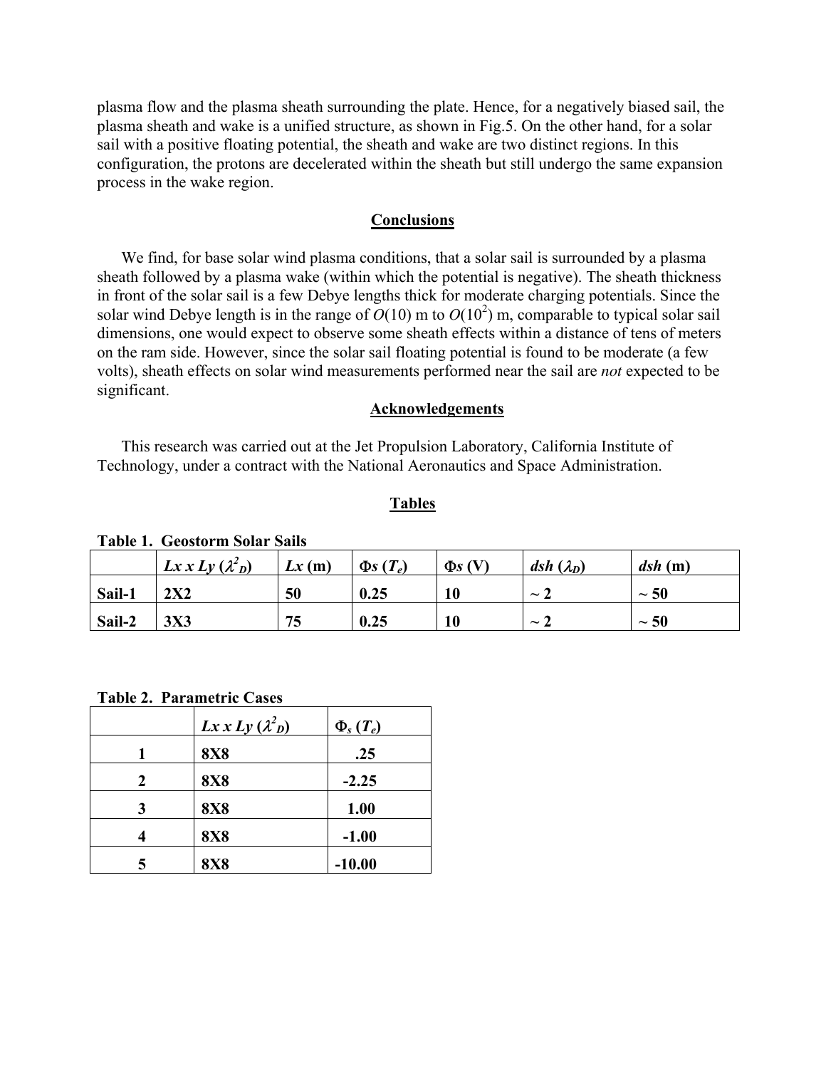plasma flow and the plasma sheath surrounding the plate. Hence, for a negatively biased sail, the plasma sheath and wake is a unified structure, as shown in Fig.5. On the other hand, for a solar sail with a positive floating potential, the sheath and wake are two distinct regions. In this configuration, the protons are decelerated within the sheath but still undergo the same expansion process in the wake region.

## Conclusions

We find, for base solar wind plasma conditions, that a solar sail is surrounded by a plasma sheath followed by a plasma wake (within which the potential is negative). The sheath thickness in front of the solar sail is a few Debye lengths thick for moderate charging potentials. Since the solar wind Debye length is in the range of $O(10)$ m to $O(10^2)$ m, comparable to typical solar sail dimensions, one would expect to observe some sheath effects within a distance of tens of meters on the ram side. However, since the solar sail floating potential is found to be moderate (a few volts), sheath effects on solar wind measurements performed near the sail are *not* expected to be significant.

## Acknowledgements

This research was carried out at the Jet Propulsion Laboratory, California Institute of Technology, under a contract with the National Aeronautics and Space Administration.

## Tables

**Table 1. Geostorm Solar Sails**

| | $L_x \times L_y$ ($\lambda^2_D$) | $L_x$ (m) | $\Phi_s$ ($T_e$) | $\Phi_s$ (V) | $d_{sh}$ ($\lambda_D$) | $d_{sh}$ (m) |
|---|---|---|---|---|---|---|
| **Sail-1** | 2X2 | 50 | 0.25 | 10 | ~ 2 | ~ 50 |
| **Sail-2** | 3X3 | 75 | 0.25 | 10 | ~ 2 | ~ 50 |

**Table 2. Parametric Cases**

| | $L_x \times L_y$ ($\lambda^2_D$) | $\Phi_s$ ($T_e$) |
|---|---|---|
| 1 | 8X8 | .25 |
| 2 | 8X8 | -2.25 |
| 3 | 8X8 | 1.00 |
| 4 | 8X8 | -1.00 |
| 5 | 8X8 | -10.00 |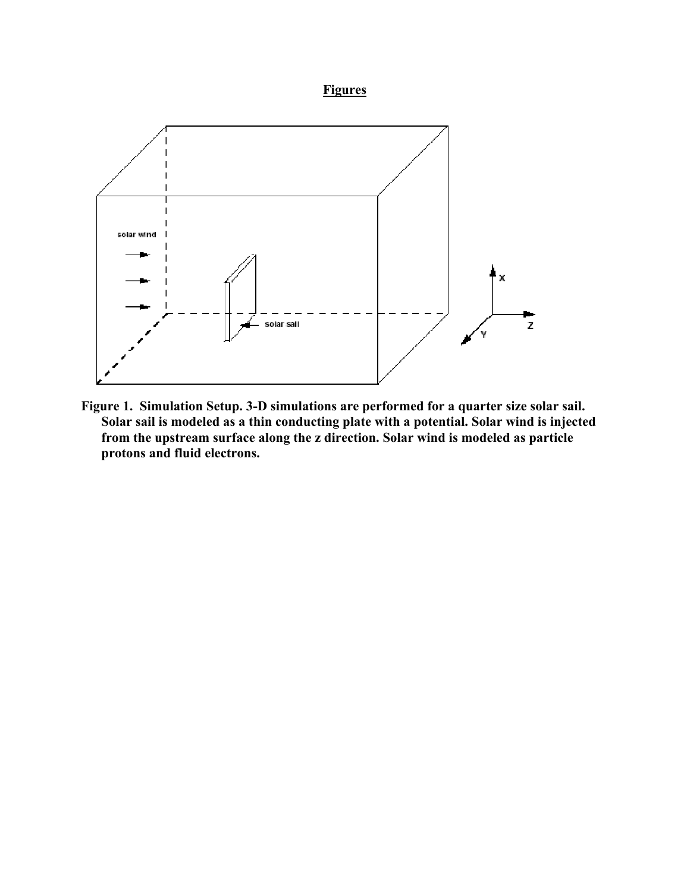**Figures**

**Figure 1. Simulation Setup. 3-D simulations are performed for a quarter size solar sail. Solar sail is modeled as a thin conducting plate with a potential. Solar wind is injected from the upstream surface along the z direction. Solar wind is modeled as particle protons and fluid electrons.**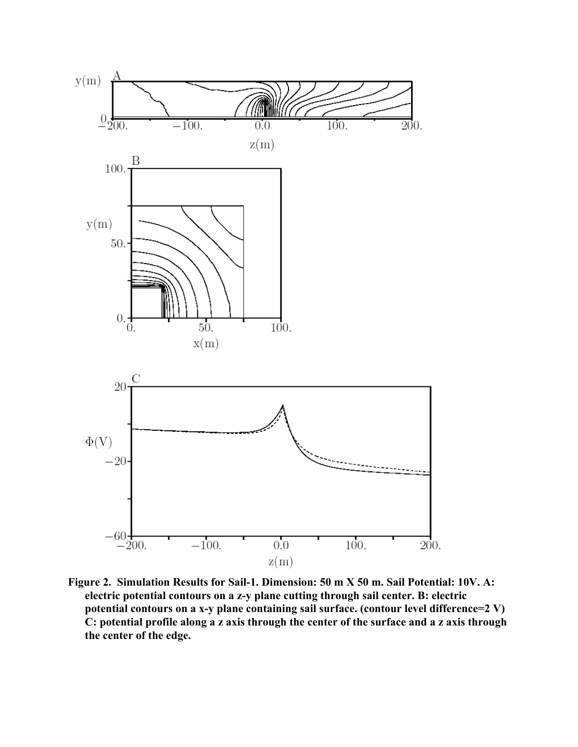**Figure 2. Simulation Results for Sail-1. Dimension: 50 m X 50 m. Sail Potential: 10V. A: electric potential contours on a z-y plane cutting through sail center. B: electric potential contours on a x-y plane containing sail surface. (contour level difference=2 V) C: potential profile along a z axis through the center of the surface and a z axis through the center of the edge.**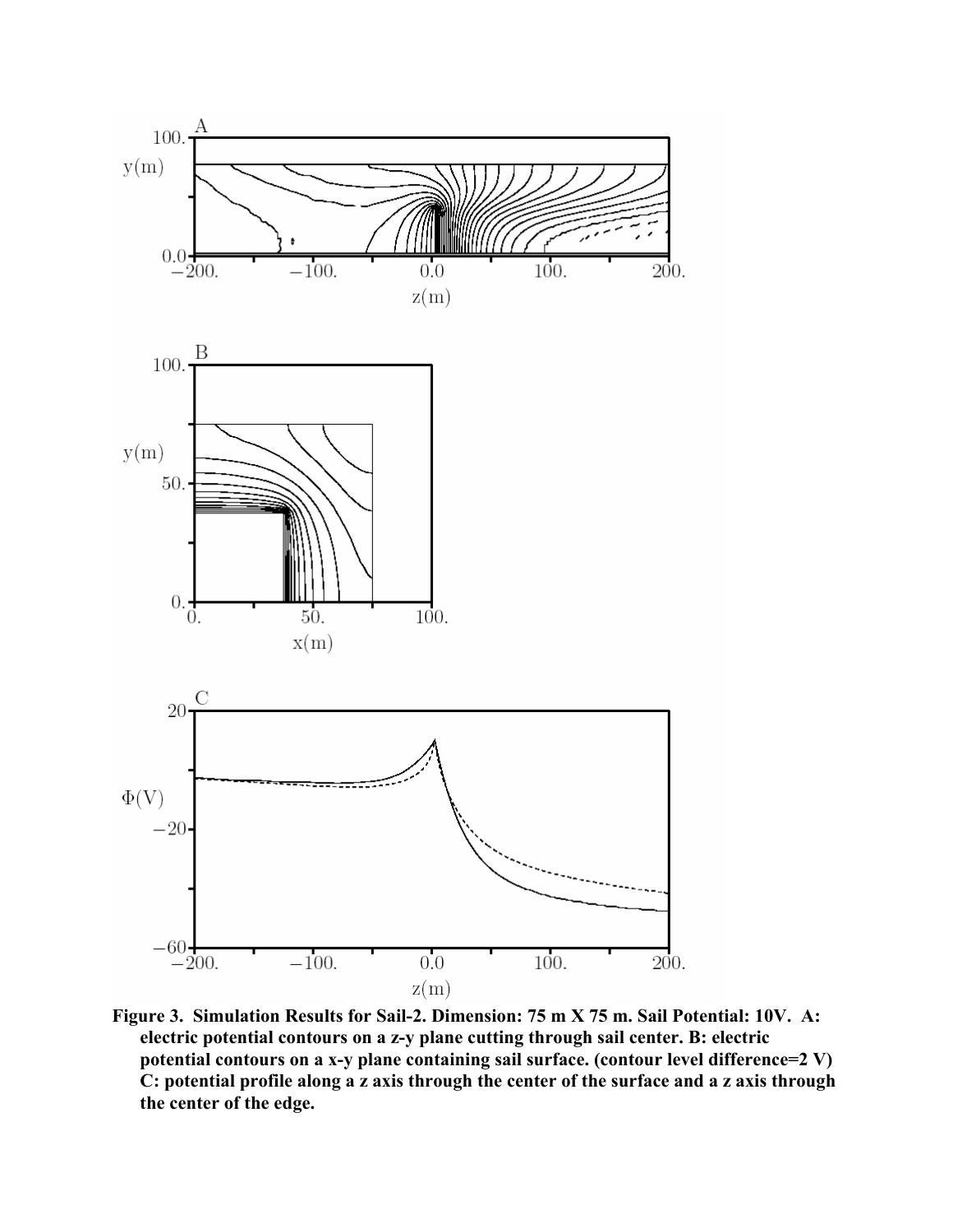**Figure 3. Simulation Results for Sail-2. Dimension: 75 m X 75 m. Sail Potential: 10V. A: electric potential contours on a z-y plane cutting through sail center. B: electric potential contours on a x-y plane containing sail surface. (contour level difference=2 V) C: potential profile along a z axis through the center of the surface and a z axis through the center of the edge.**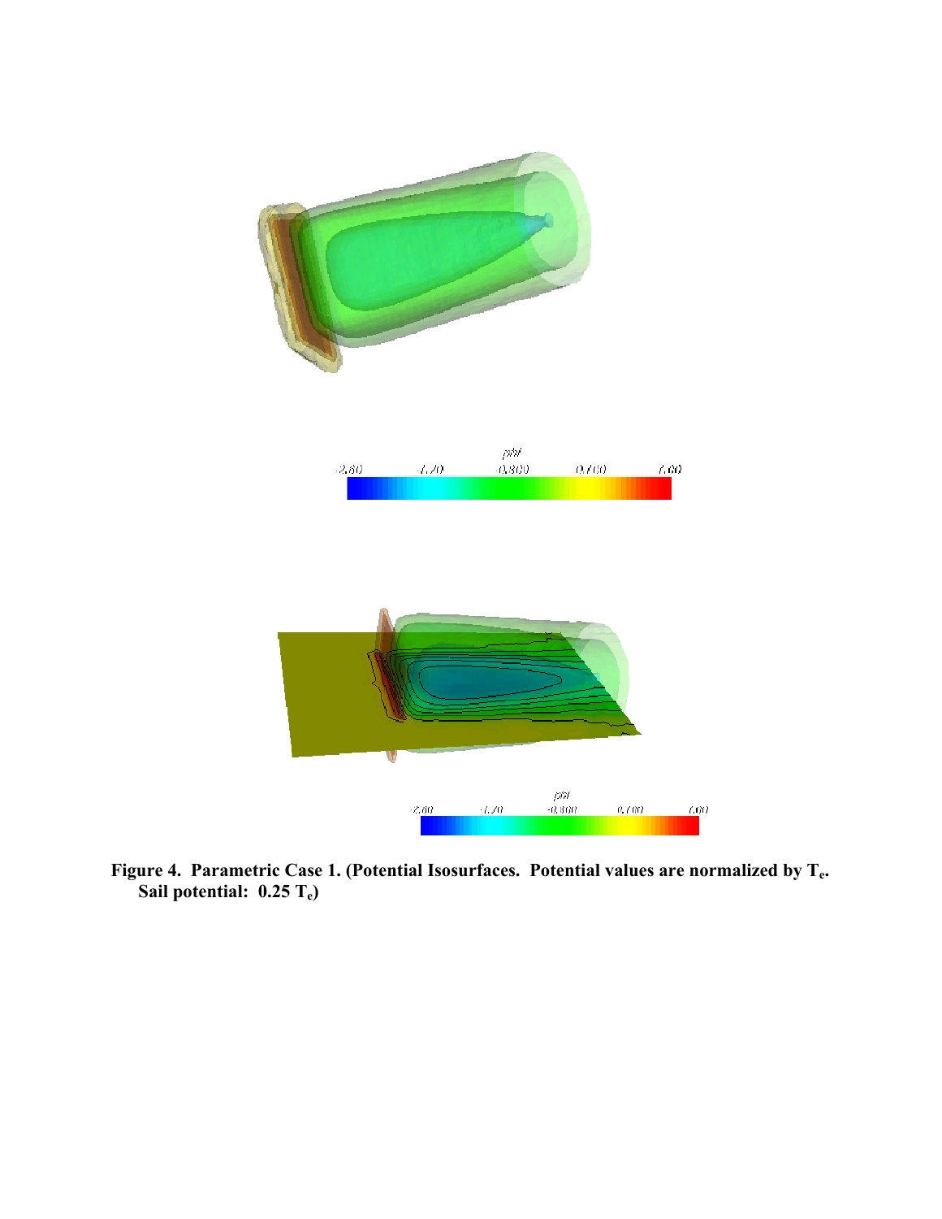**Figure 4. Parametric Case 1. (Potential Isosurfaces. Potential values are normalized by $T_e$. Sail potential: $0.25\ T_e$)**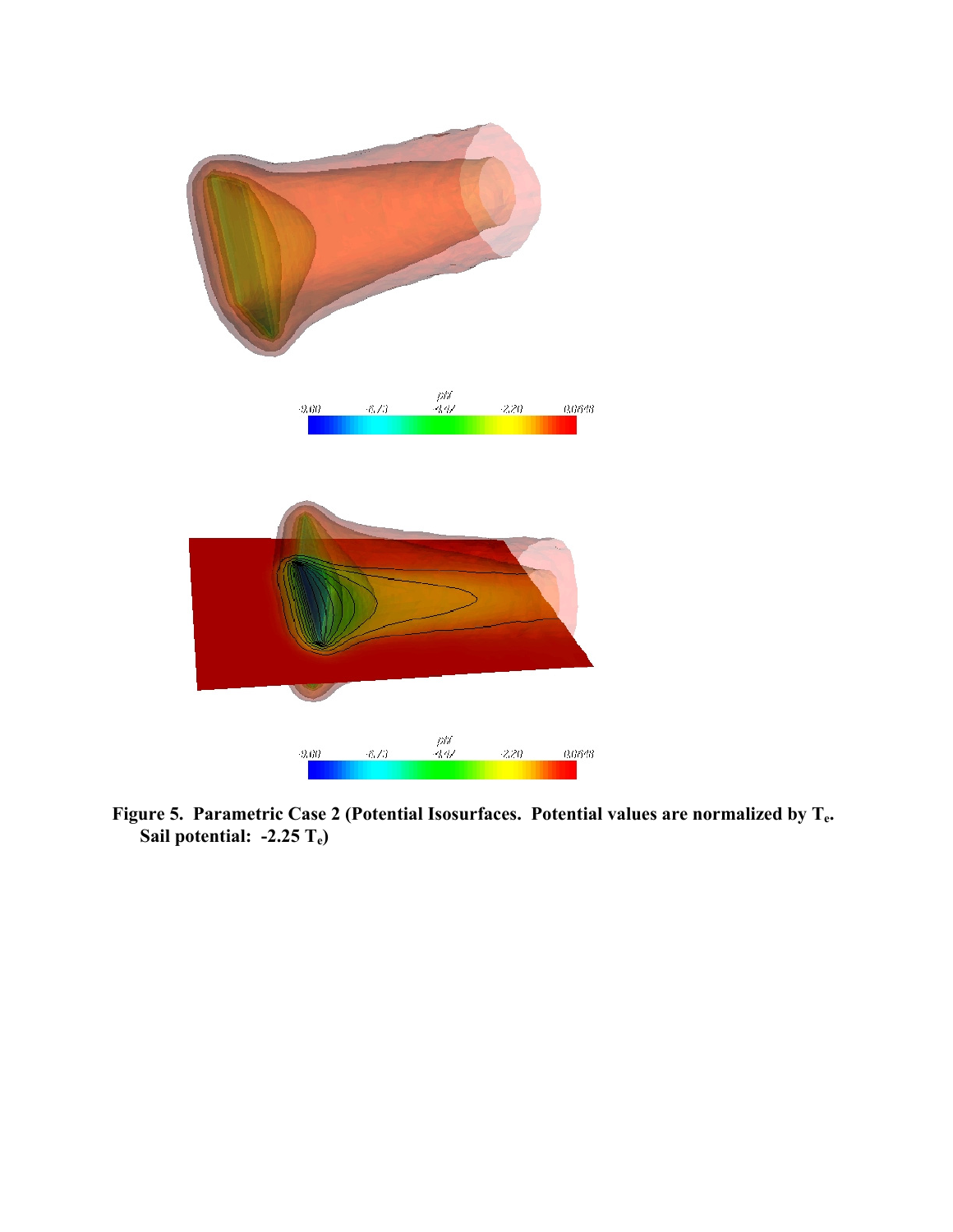**Figure 5. Parametric Case 2 (Potential Isosurfaces. Potential values are normalized by $T_e$. Sail potential: -2.25 $T_e$)**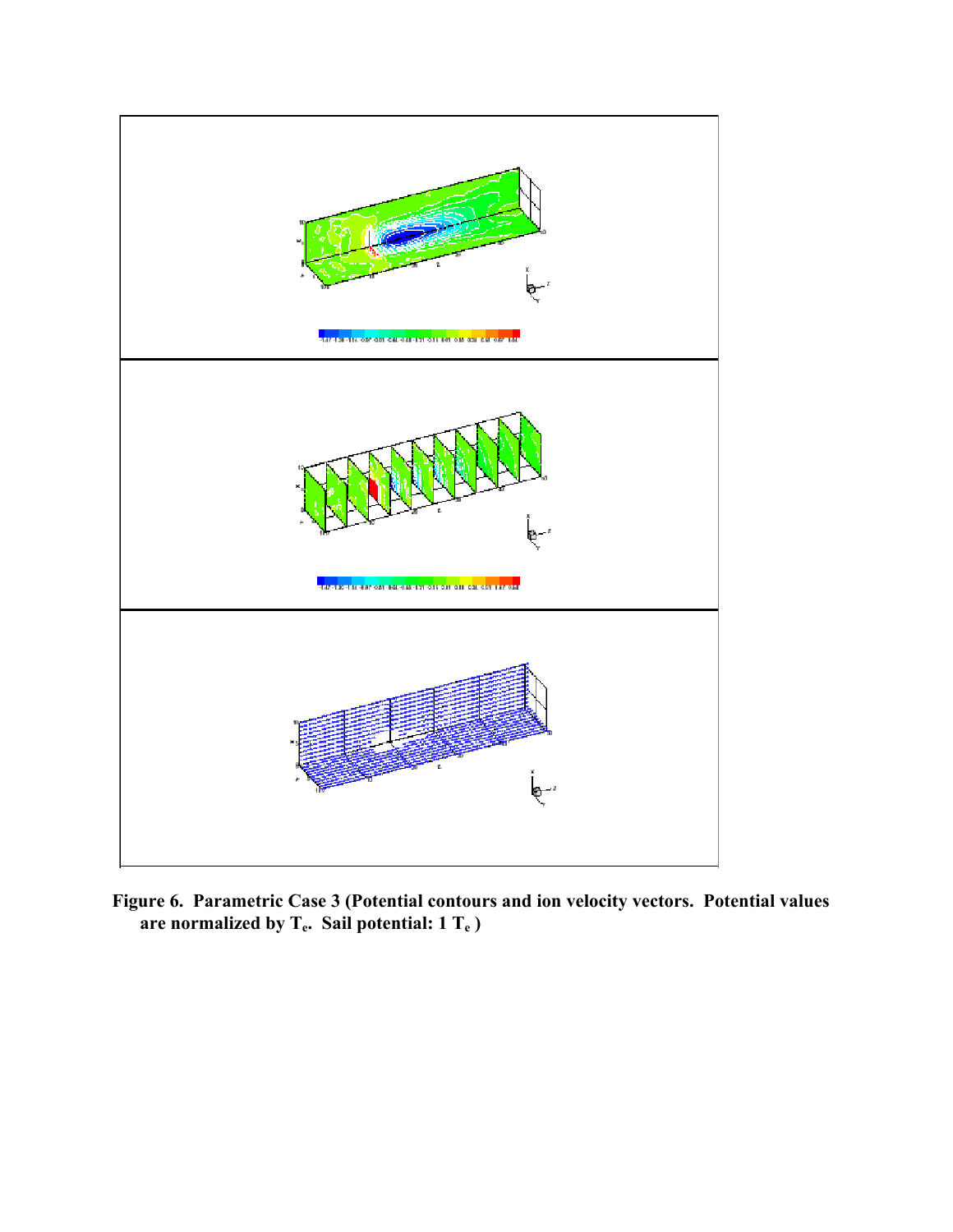**Figure 6. Parametric Case 3 (Potential contours and ion velocity vectors. Potential values are normalized by $T_e$. Sail potential: 1 $T_e$ )**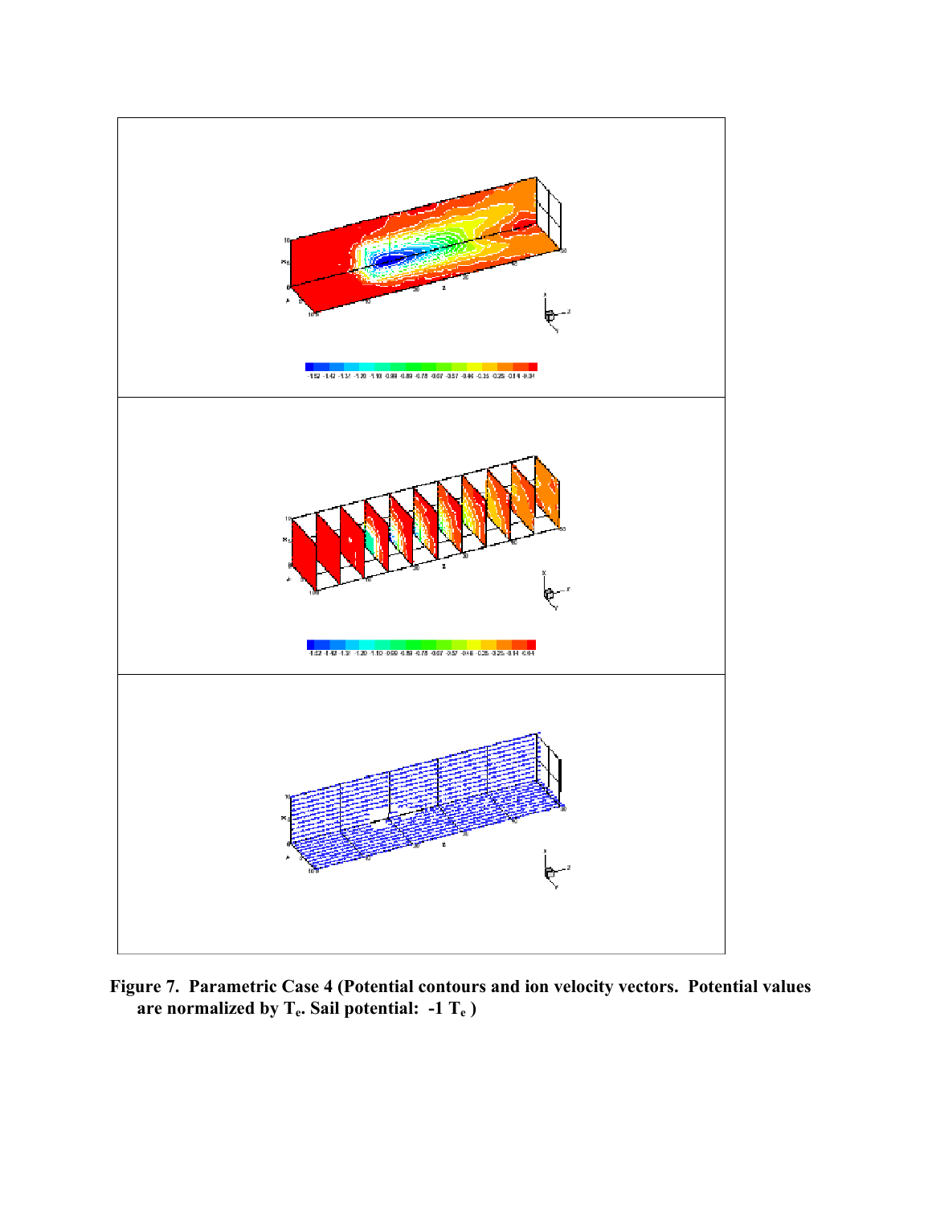**Figure 7. Parametric Case 4 (Potential contours and ion velocity vectors. Potential values are normalized by $T_e$. Sail potential: -1 $T_e$ )**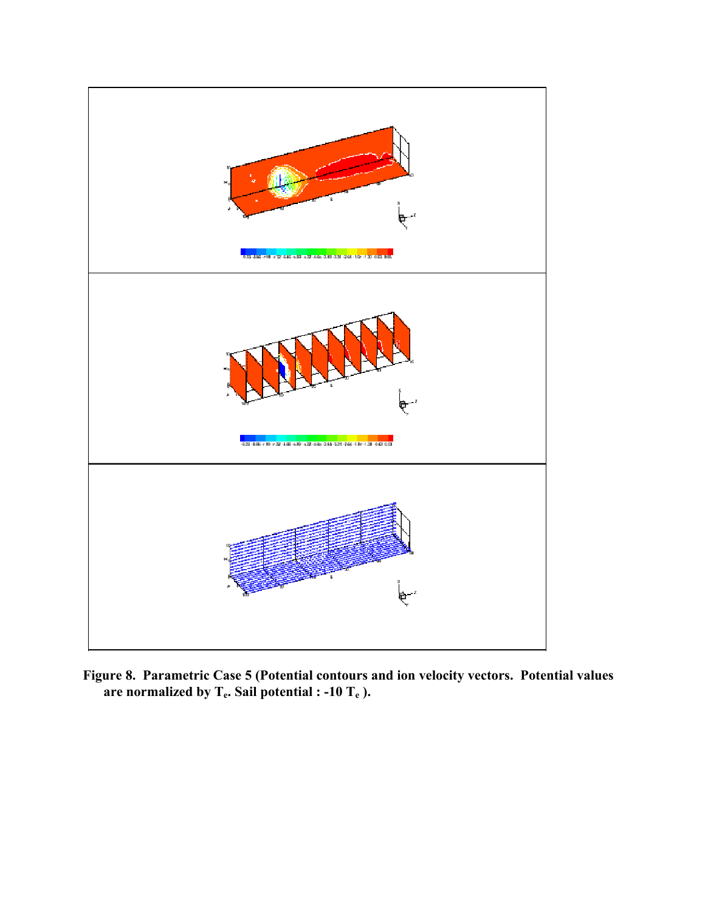**Figure 8. Parametric Case 5 (Potential contours and ion velocity vectors. Potential values are normalized by $T_e$. Sail potential : -10 $T_e$ ).**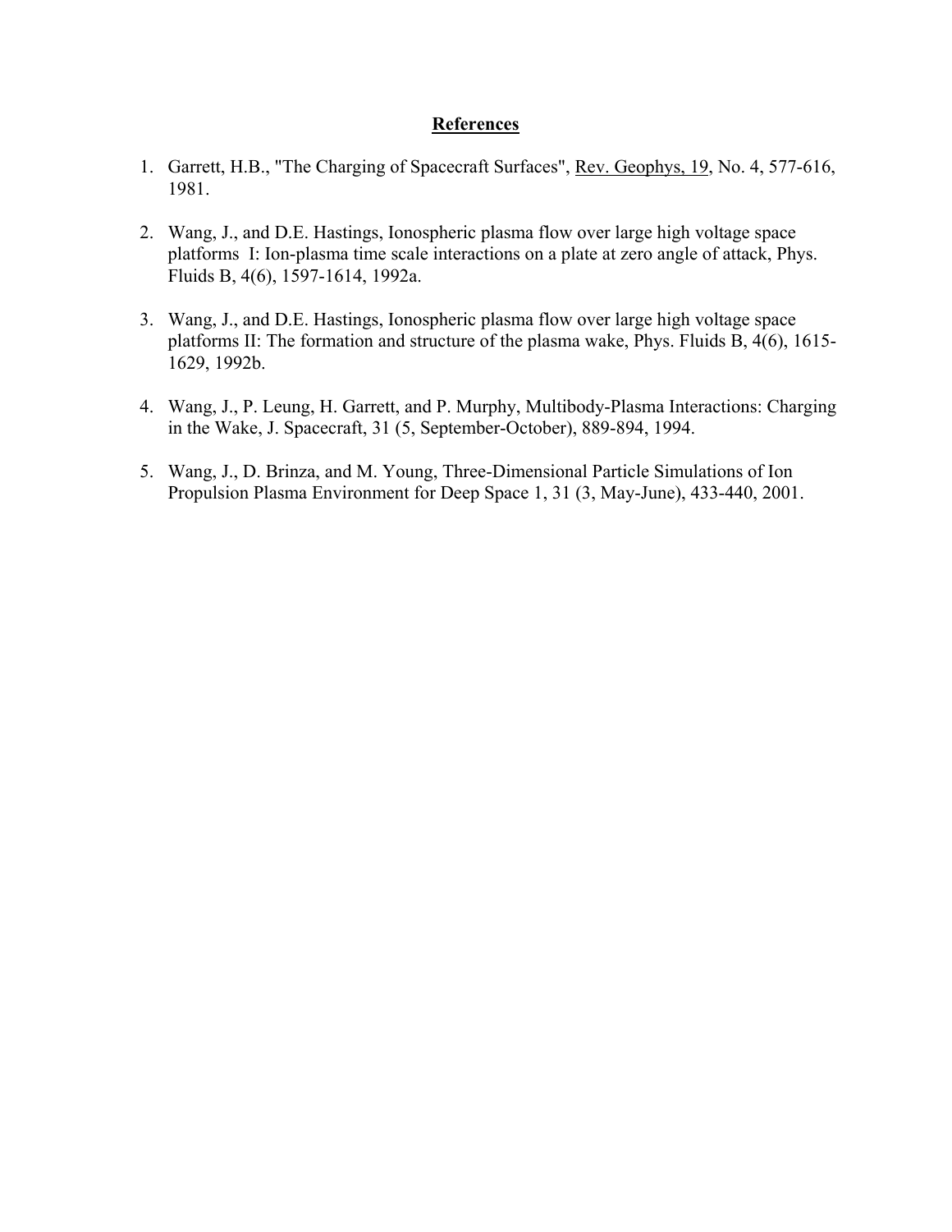## References

1. Garrett, H.B., "The Charging of Spacecraft Surfaces", Rev. Geophys, 19, No. 4, 577-616, 1981.

2. Wang, J., and D.E. Hastings, Ionospheric plasma flow over large high voltage space platforms I: Ion-plasma time scale interactions on a plate at zero angle of attack, Phys. Fluids B, 4(6), 1597-1614, 1992a.

3. Wang, J., and D.E. Hastings, Ionospheric plasma flow over large high voltage space platforms II: The formation and structure of the plasma wake, Phys. Fluids B, 4(6), 1615-1629, 1992b.

4. Wang, J., P. Leung, H. Garrett, and P. Murphy, Multibody-Plasma Interactions: Charging in the Wake, J. Spacecraft, 31 (5, September-October), 889-894, 1994.

5. Wang, J., D. Brinza, and M. Young, Three-Dimensional Particle Simulations of Ion Propulsion Plasma Environment for Deep Space 1, 31 (3, May-June), 433-440, 2001.